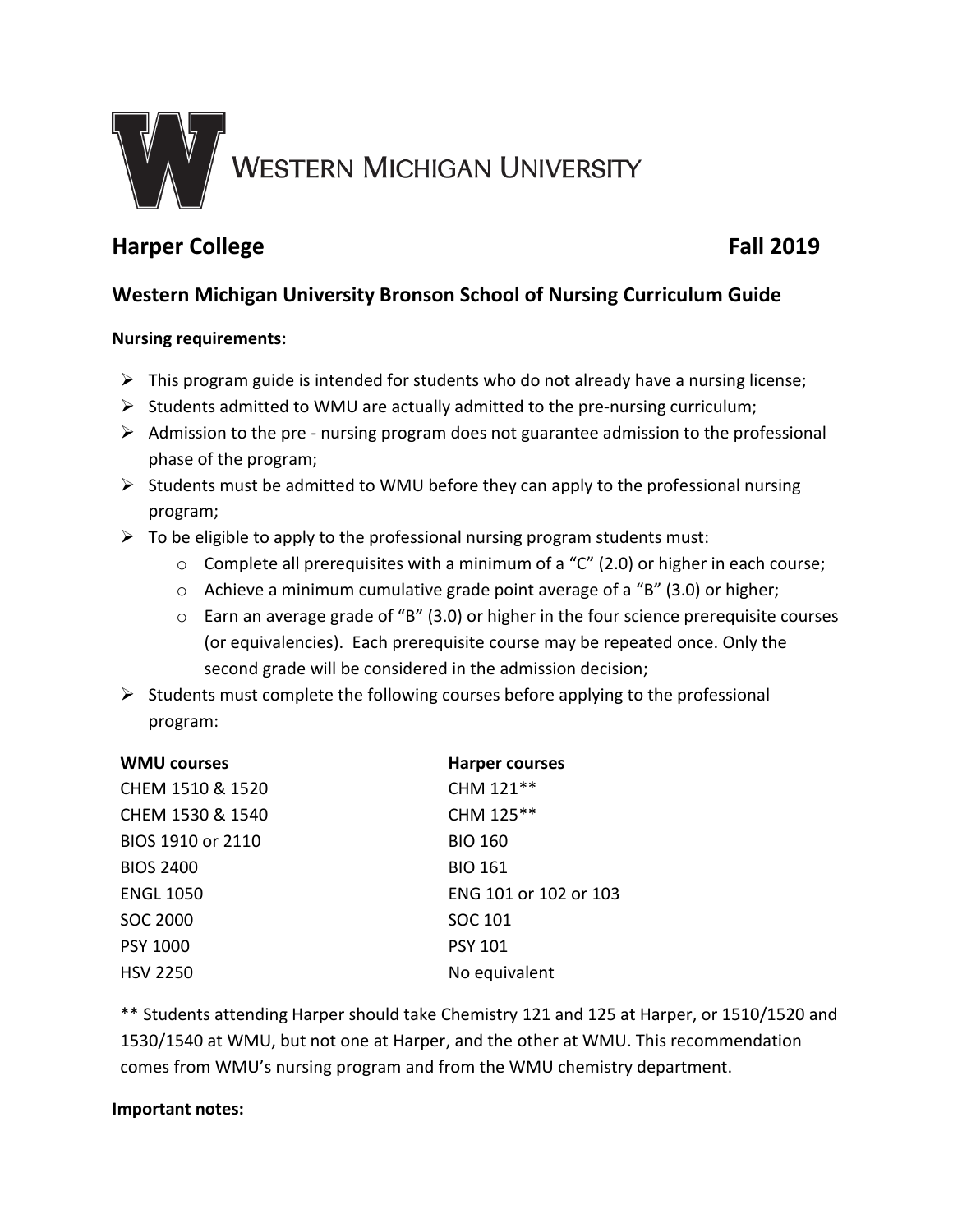# Western Michigan University

## Harper College — Fall 2019

### Western Michigan University Bronson School of Nursing Curriculum Guide

**Nursing requirements:**

- This program guide is intended for students who do not already have a nursing license;
- Students admitted to WMU are actually admitted to the pre-nursing curriculum;
- Admission to the pre - nursing program does not guarantee admission to the professional phase of the program;
- Students must be admitted to WMU before they can apply to the professional nursing program;
- To be eligible to apply to the professional nursing program students must:
  - Complete all prerequisites with a minimum of a "C" (2.0) or higher in each course;
  - Achieve a minimum cumulative grade point average of a "B" (3.0) or higher;
  - Earn an average grade of "B" (3.0) or higher in the four science prerequisite courses (or equivalencies). Each prerequisite course may be repeated once. Only the second grade will be considered in the admission decision;
- Students must complete the following courses before applying to the professional program:

| WMU courses | Harper courses |
| --- | --- |
| CHEM 1510 & 1520 | CHM 121** |
| CHEM 1530 & 1540 | CHM 125** |
| BIOS 1910 or 2110 | BIO 160 |
| BIOS 2400 | BIO 161 |
| ENGL 1050 | ENG 101 or 102 or 103 |
| SOC 2000 | SOC 101 |
| PSY 1000 | PSY 101 |
| HSV 2250 | No equivalent |

** Students attending Harper should take Chemistry 121 and 125 at Harper, or 1510/1520 and 1530/1540 at WMU, but not one at Harper, and the other at WMU. This recommendation comes from WMU's nursing program and from the WMU chemistry department.

**Important notes:**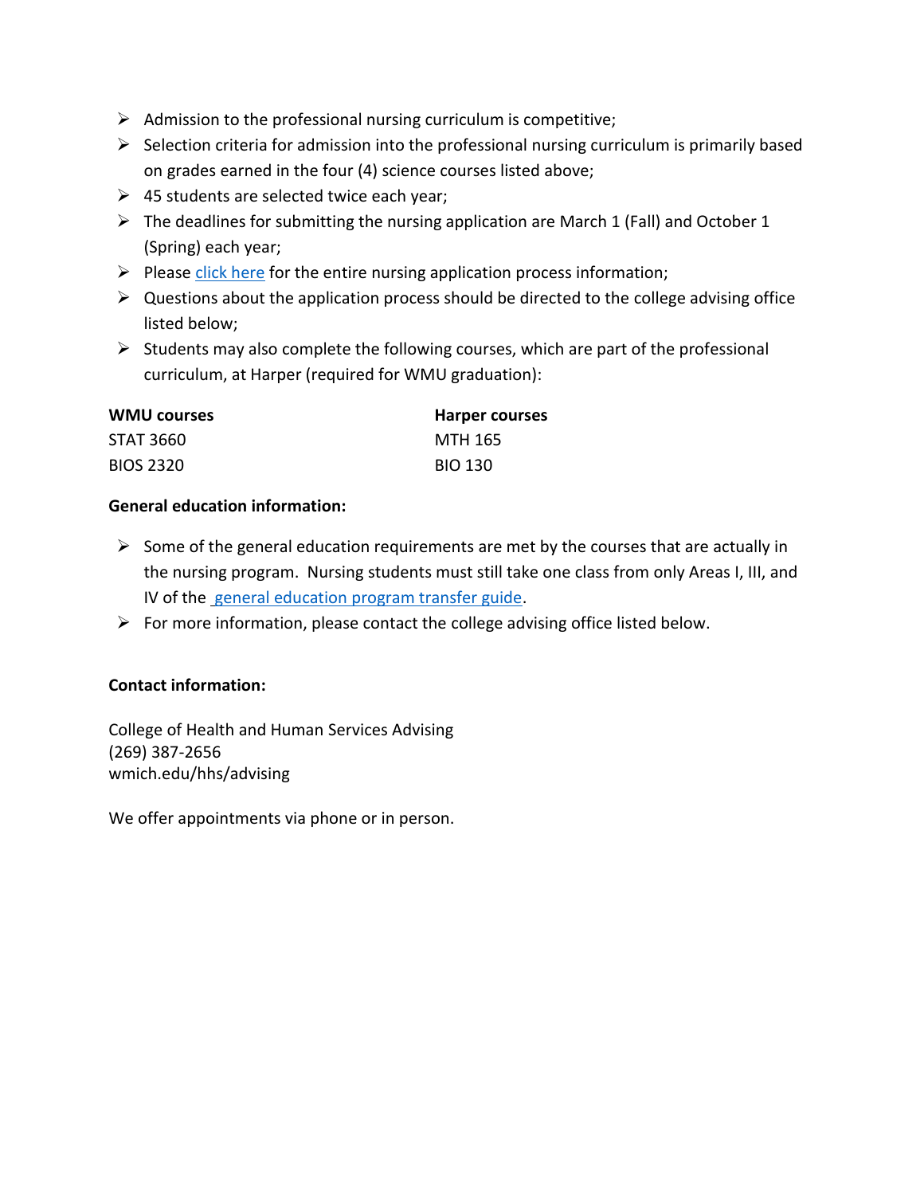- Admission to the professional nursing curriculum is competitive;
- Selection criteria for admission into the professional nursing curriculum is primarily based on grades earned in the four (4) science courses listed above;
- 45 students are selected twice each year;
- The deadlines for submitting the nursing application are March 1 (Fall) and October 1 (Spring) each year;
- Please click here for the entire nursing application process information;
- Questions about the application process should be directed to the college advising office listed below;
- Students may also complete the following courses, which are part of the professional curriculum, at Harper (required for WMU graduation):

| WMU courses | Harper courses |
|---|---|
| STAT 3660 | MTH 165 |
| BIOS 2320 | BIO 130 |

**General education information:**

- Some of the general education requirements are met by the courses that are actually in the nursing program. Nursing students must still take one class from only Areas I, III, and IV of the general education program transfer guide.
- For more information, please contact the college advising office listed below.

**Contact information:**

College of Health and Human Services Advising
(269) 387-2656
wmich.edu/hhs/advising

We offer appointments via phone or in person.